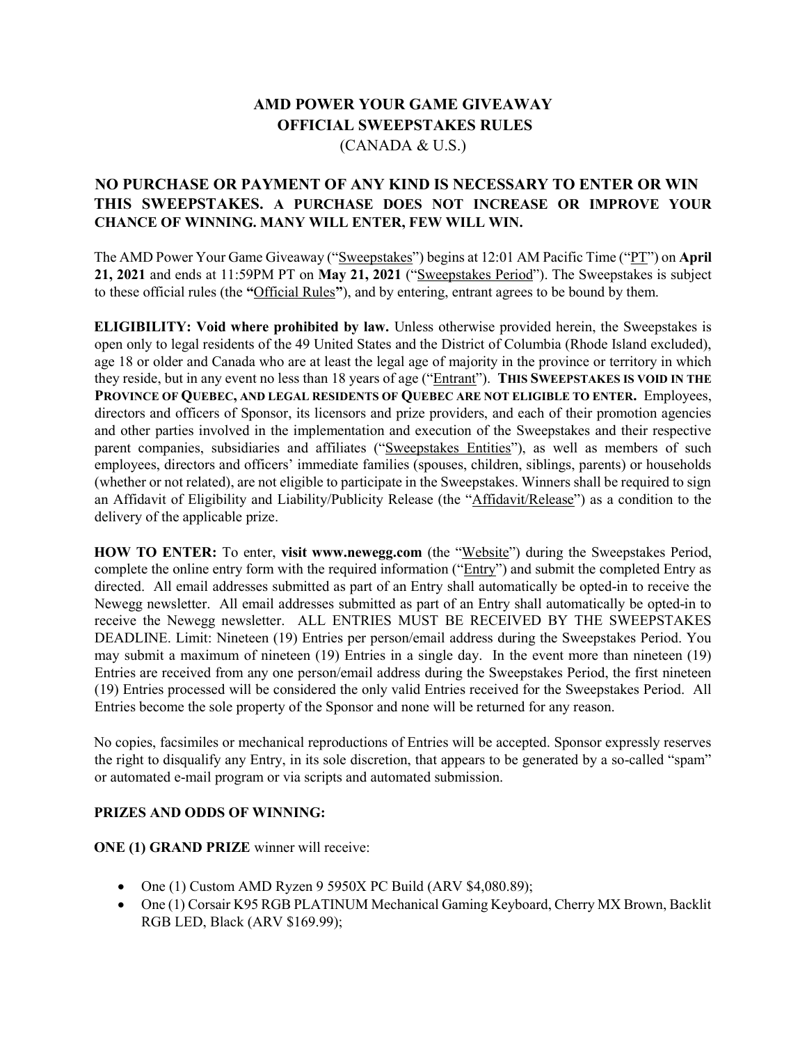# AMD POWER YOUR GAME GIVEAWAY
# OFFICIAL SWEEPSTAKES RULES
(CANADA & U.S.)

## NO PURCHASE OR PAYMENT OF ANY KIND IS NECESSARY TO ENTER OR WIN THIS SWEEPSTAKES. A PURCHASE DOES NOT INCREASE OR IMPROVE YOUR CHANCE OF WINNING. MANY WILL ENTER, FEW WILL WIN.

The AMD Power Your Game Giveaway ("Sweepstakes") begins at 12:01 AM Pacific Time ("PT") on **April 21, 2021** and ends at 11:59PM PT on **May 21, 2021** ("Sweepstakes Period"). The Sweepstakes is subject to these official rules (the **"**Official Rules**"**), and by entering, entrant agrees to be bound by them.

**ELIGIBILITY: Void where prohibited by law.** Unless otherwise provided herein, the Sweepstakes is open only to legal residents of the 49 United States and the District of Columbia (Rhode Island excluded), age 18 or older and Canada who are at least the legal age of majority in the province or territory in which they reside, but in any event no less than 18 years of age ("Entrant"). **THIS SWEEPSTAKES IS VOID IN THE PROVINCE OF QUEBEC, AND LEGAL RESIDENTS OF QUEBEC ARE NOT ELIGIBLE TO ENTER.** Employees, directors and officers of Sponsor, its licensors and prize providers, and each of their promotion agencies and other parties involved in the implementation and execution of the Sweepstakes and their respective parent companies, subsidiaries and affiliates ("Sweepstakes Entities"), as well as members of such employees, directors and officers' immediate families (spouses, children, siblings, parents) or households (whether or not related), are not eligible to participate in the Sweepstakes. Winners shall be required to sign an Affidavit of Eligibility and Liability/Publicity Release (the "Affidavit/Release") as a condition to the delivery of the applicable prize.

**HOW TO ENTER:** To enter, **visit www.newegg.com** (the "Website") during the Sweepstakes Period, complete the online entry form with the required information ("Entry") and submit the completed Entry as directed. All email addresses submitted as part of an Entry shall automatically be opted-in to receive the Newegg newsletter. All email addresses submitted as part of an Entry shall automatically be opted-in to receive the Newegg newsletter. ALL ENTRIES MUST BE RECEIVED BY THE SWEEPSTAKES DEADLINE. Limit: Nineteen (19) Entries per person/email address during the Sweepstakes Period. You may submit a maximum of nineteen (19) Entries in a single day. In the event more than nineteen (19) Entries are received from any one person/email address during the Sweepstakes Period, the first nineteen (19) Entries processed will be considered the only valid Entries received for the Sweepstakes Period. All Entries become the sole property of the Sponsor and none will be returned for any reason.

No copies, facsimiles or mechanical reproductions of Entries will be accepted. Sponsor expressly reserves the right to disqualify any Entry, in its sole discretion, that appears to be generated by a so-called "spam" or automated e-mail program or via scripts and automated submission.

**PRIZES AND ODDS OF WINNING:**

**ONE (1) GRAND PRIZE** winner will receive:

- One (1) Custom AMD Ryzen 9 5950X PC Build (ARV $4,080.89);
- One (1) Corsair K95 RGB PLATINUM Mechanical Gaming Keyboard, Cherry MX Brown, Backlit RGB LED, Black (ARV $169.99);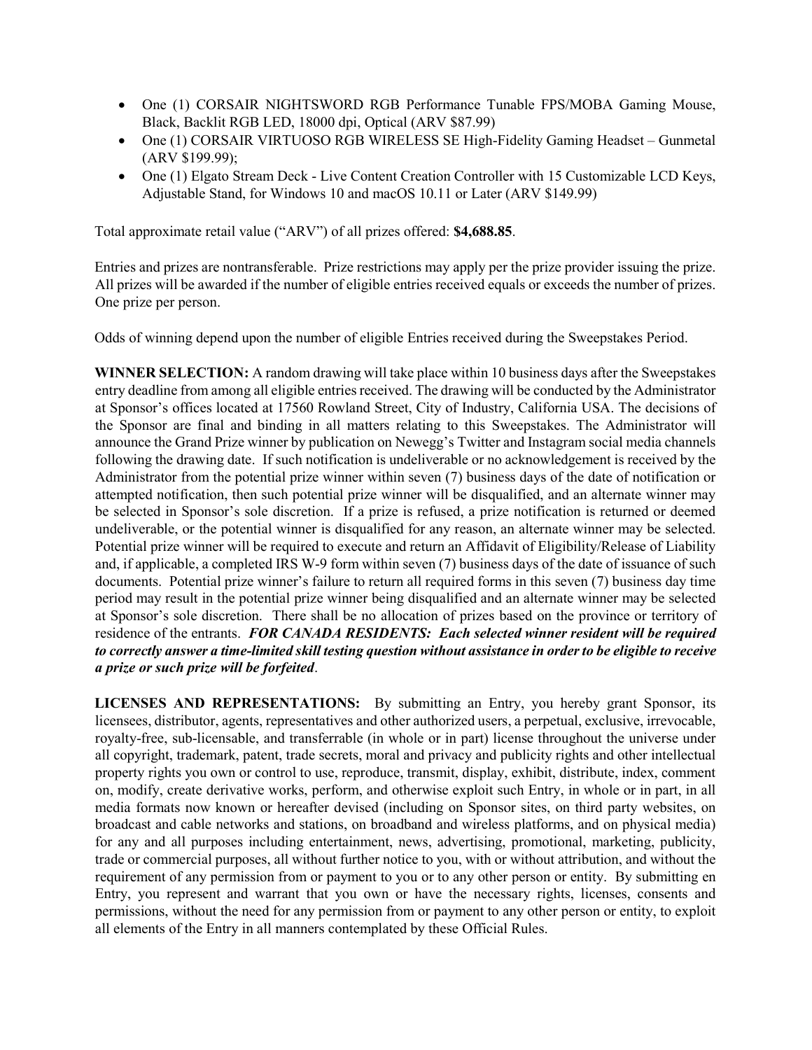- One (1) CORSAIR NIGHTSWORD RGB Performance Tunable FPS/MOBA Gaming Mouse, Black, Backlit RGB LED, 18000 dpi, Optical (ARV $87.99)
- One (1) CORSAIR VIRTUOSO RGB WIRELESS SE High-Fidelity Gaming Headset – Gunmetal (ARV $199.99);
- One (1) Elgato Stream Deck - Live Content Creation Controller with 15 Customizable LCD Keys, Adjustable Stand, for Windows 10 and macOS 10.11 or Later (ARV $149.99)

Total approximate retail value ("ARV") of all prizes offered: **$4,688.85**.

Entries and prizes are nontransferable. Prize restrictions may apply per the prize provider issuing the prize. All prizes will be awarded if the number of eligible entries received equals or exceeds the number of prizes. One prize per person.

Odds of winning depend upon the number of eligible Entries received during the Sweepstakes Period.

**WINNER SELECTION:** A random drawing will take place within 10 business days after the Sweepstakes entry deadline from among all eligible entries received. The drawing will be conducted by the Administrator at Sponsor's offices located at 17560 Rowland Street, City of Industry, California USA. The decisions of the Sponsor are final and binding in all matters relating to this Sweepstakes. The Administrator will announce the Grand Prize winner by publication on Newegg's Twitter and Instagram social media channels following the drawing date. If such notification is undeliverable or no acknowledgement is received by the Administrator from the potential prize winner within seven (7) business days of the date of notification or attempted notification, then such potential prize winner will be disqualified, and an alternate winner may be selected in Sponsor's sole discretion. If a prize is refused, a prize notification is returned or deemed undeliverable, or the potential winner is disqualified for any reason, an alternate winner may be selected. Potential prize winner will be required to execute and return an Affidavit of Eligibility/Release of Liability and, if applicable, a completed IRS W-9 form within seven (7) business days of the date of issuance of such documents. Potential prize winner's failure to return all required forms in this seven (7) business day time period may result in the potential prize winner being disqualified and an alternate winner may be selected at Sponsor's sole discretion. There shall be no allocation of prizes based on the province or territory of residence of the entrants. ***FOR CANADA RESIDENTS: Each selected winner resident will be required to correctly answer a time-limited skill testing question without assistance in order to be eligible to receive a prize or such prize will be forfeited***.

**LICENSES AND REPRESENTATIONS:** By submitting an Entry, you hereby grant Sponsor, its licensees, distributor, agents, representatives and other authorized users, a perpetual, exclusive, irrevocable, royalty-free, sub-licensable, and transferrable (in whole or in part) license throughout the universe under all copyright, trademark, patent, trade secrets, moral and privacy and publicity rights and other intellectual property rights you own or control to use, reproduce, transmit, display, exhibit, distribute, index, comment on, modify, create derivative works, perform, and otherwise exploit such Entry, in whole or in part, in all media formats now known or hereafter devised (including on Sponsor sites, on third party websites, on broadcast and cable networks and stations, on broadband and wireless platforms, and on physical media) for any and all purposes including entertainment, news, advertising, promotional, marketing, publicity, trade or commercial purposes, all without further notice to you, with or without attribution, and without the requirement of any permission from or payment to you or to any other person or entity. By submitting en Entry, you represent and warrant that you own or have the necessary rights, licenses, consents and permissions, without the need for any permission from or payment to any other person or entity, to exploit all elements of the Entry in all manners contemplated by these Official Rules.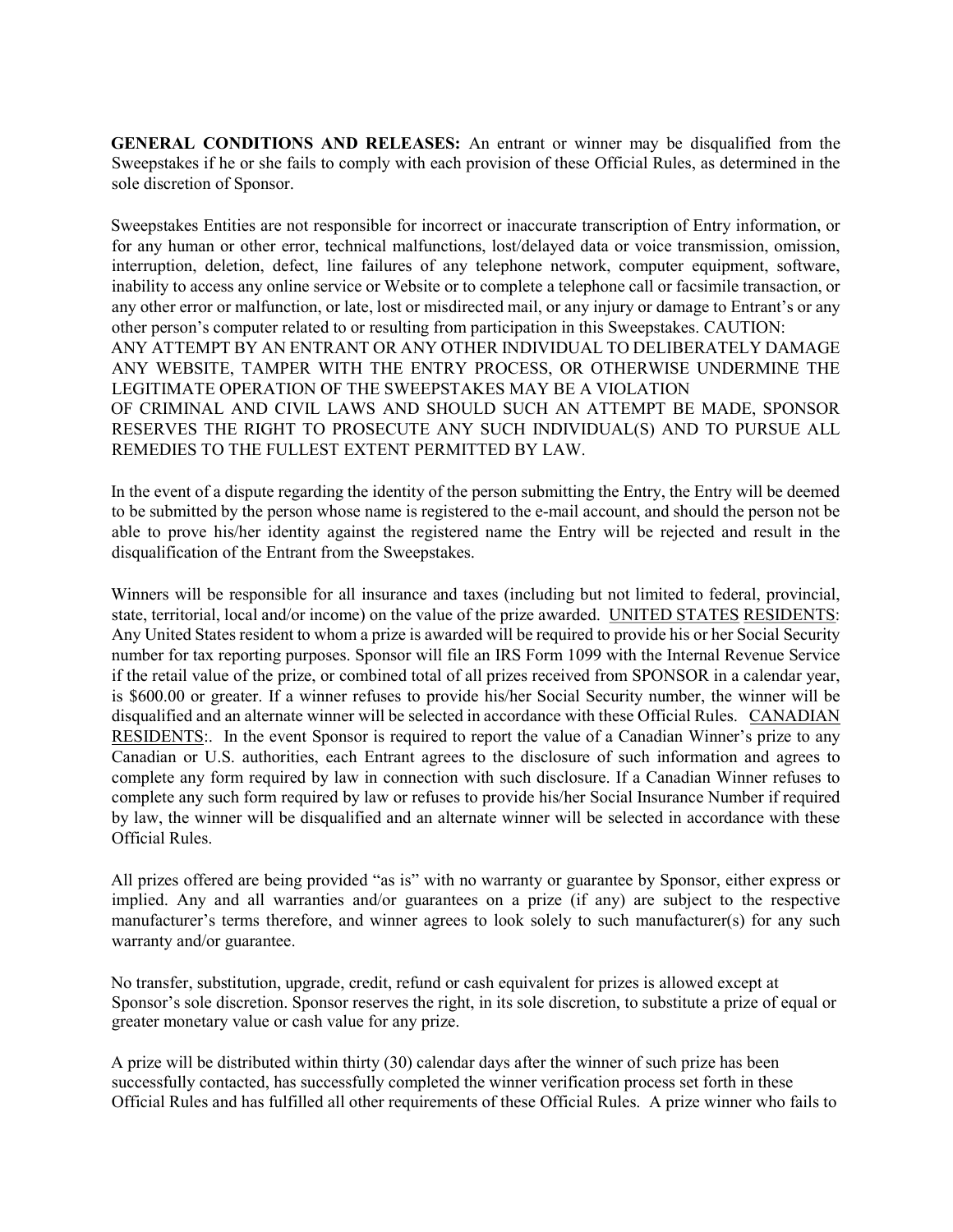**GENERAL CONDITIONS AND RELEASES:** An entrant or winner may be disqualified from the Sweepstakes if he or she fails to comply with each provision of these Official Rules, as determined in the sole discretion of Sponsor.

Sweepstakes Entities are not responsible for incorrect or inaccurate transcription of Entry information, or for any human or other error, technical malfunctions, lost/delayed data or voice transmission, omission, interruption, deletion, defect, line failures of any telephone network, computer equipment, software, inability to access any online service or Website or to complete a telephone call or facsimile transaction, or any other error or malfunction, or late, lost or misdirected mail, or any injury or damage to Entrant's or any other person's computer related to or resulting from participation in this Sweepstakes. CAUTION: ANY ATTEMPT BY AN ENTRANT OR ANY OTHER INDIVIDUAL TO DELIBERATELY DAMAGE ANY WEBSITE, TAMPER WITH THE ENTRY PROCESS, OR OTHERWISE UNDERMINE THE LEGITIMATE OPERATION OF THE SWEEPSTAKES MAY BE A VIOLATION OF CRIMINAL AND CIVIL LAWS AND SHOULD SUCH AN ATTEMPT BE MADE, SPONSOR RESERVES THE RIGHT TO PROSECUTE ANY SUCH INDIVIDUAL(S) AND TO PURSUE ALL REMEDIES TO THE FULLEST EXTENT PERMITTED BY LAW.

In the event of a dispute regarding the identity of the person submitting the Entry, the Entry will be deemed to be submitted by the person whose name is registered to the e-mail account, and should the person not be able to prove his/her identity against the registered name the Entry will be rejected and result in the disqualification of the Entrant from the Sweepstakes.

Winners will be responsible for all insurance and taxes (including but not limited to federal, provincial, state, territorial, local and/or income) on the value of the prize awarded. UNITED STATES RESIDENTS: Any United States resident to whom a prize is awarded will be required to provide his or her Social Security number for tax reporting purposes. Sponsor will file an IRS Form 1099 with the Internal Revenue Service if the retail value of the prize, or combined total of all prizes received from SPONSOR in a calendar year, is $600.00 or greater. If a winner refuses to provide his/her Social Security number, the winner will be disqualified and an alternate winner will be selected in accordance with these Official Rules. CANADIAN RESIDENTS:. In the event Sponsor is required to report the value of a Canadian Winner's prize to any Canadian or U.S. authorities, each Entrant agrees to the disclosure of such information and agrees to complete any form required by law in connection with such disclosure. If a Canadian Winner refuses to complete any such form required by law or refuses to provide his/her Social Insurance Number if required by law, the winner will be disqualified and an alternate winner will be selected in accordance with these Official Rules.

All prizes offered are being provided "as is" with no warranty or guarantee by Sponsor, either express or implied. Any and all warranties and/or guarantees on a prize (if any) are subject to the respective manufacturer's terms therefore, and winner agrees to look solely to such manufacturer(s) for any such warranty and/or guarantee.

No transfer, substitution, upgrade, credit, refund or cash equivalent for prizes is allowed except at Sponsor's sole discretion. Sponsor reserves the right, in its sole discretion, to substitute a prize of equal or greater monetary value or cash value for any prize.

A prize will be distributed within thirty (30) calendar days after the winner of such prize has been successfully contacted, has successfully completed the winner verification process set forth in these Official Rules and has fulfilled all other requirements of these Official Rules. A prize winner who fails to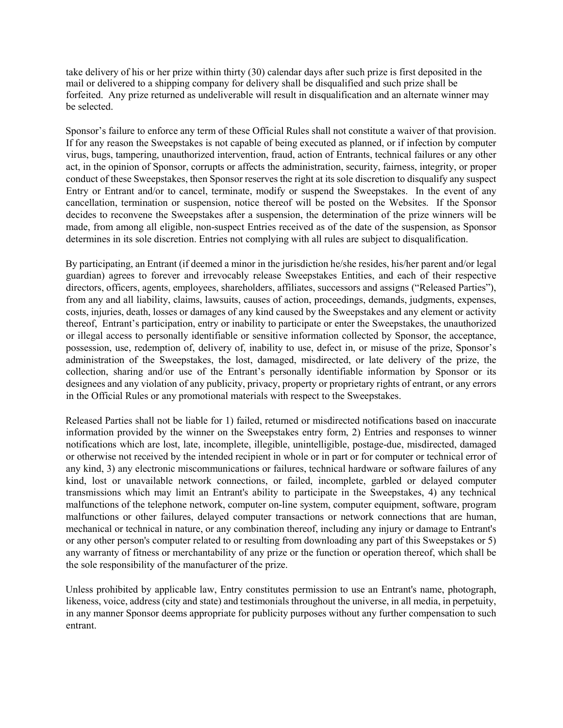take delivery of his or her prize within thirty (30) calendar days after such prize is first deposited in the mail or delivered to a shipping company for delivery shall be disqualified and such prize shall be forfeited. Any prize returned as undeliverable will result in disqualification and an alternate winner may be selected.

Sponsor's failure to enforce any term of these Official Rules shall not constitute a waiver of that provision. If for any reason the Sweepstakes is not capable of being executed as planned, or if infection by computer virus, bugs, tampering, unauthorized intervention, fraud, action of Entrants, technical failures or any other act, in the opinion of Sponsor, corrupts or affects the administration, security, fairness, integrity, or proper conduct of these Sweepstakes, then Sponsor reserves the right at its sole discretion to disqualify any suspect Entry or Entrant and/or to cancel, terminate, modify or suspend the Sweepstakes. In the event of any cancellation, termination or suspension, notice thereof will be posted on the Websites. If the Sponsor decides to reconvene the Sweepstakes after a suspension, the determination of the prize winners will be made, from among all eligible, non-suspect Entries received as of the date of the suspension, as Sponsor determines in its sole discretion. Entries not complying with all rules are subject to disqualification.

By participating, an Entrant (if deemed a minor in the jurisdiction he/she resides, his/her parent and/or legal guardian) agrees to forever and irrevocably release Sweepstakes Entities, and each of their respective directors, officers, agents, employees, shareholders, affiliates, successors and assigns ("Released Parties"), from any and all liability, claims, lawsuits, causes of action, proceedings, demands, judgments, expenses, costs, injuries, death, losses or damages of any kind caused by the Sweepstakes and any element or activity thereof, Entrant's participation, entry or inability to participate or enter the Sweepstakes, the unauthorized or illegal access to personally identifiable or sensitive information collected by Sponsor, the acceptance, possession, use, redemption of, delivery of, inability to use, defect in, or misuse of the prize, Sponsor's administration of the Sweepstakes, the lost, damaged, misdirected, or late delivery of the prize, the collection, sharing and/or use of the Entrant's personally identifiable information by Sponsor or its designees and any violation of any publicity, privacy, property or proprietary rights of entrant, or any errors in the Official Rules or any promotional materials with respect to the Sweepstakes.

Released Parties shall not be liable for 1) failed, returned or misdirected notifications based on inaccurate information provided by the winner on the Sweepstakes entry form, 2) Entries and responses to winner notifications which are lost, late, incomplete, illegible, unintelligible, postage-due, misdirected, damaged or otherwise not received by the intended recipient in whole or in part or for computer or technical error of any kind, 3) any electronic miscommunications or failures, technical hardware or software failures of any kind, lost or unavailable network connections, or failed, incomplete, garbled or delayed computer transmissions which may limit an Entrant's ability to participate in the Sweepstakes, 4) any technical malfunctions of the telephone network, computer on-line system, computer equipment, software, program malfunctions or other failures, delayed computer transactions or network connections that are human, mechanical or technical in nature, or any combination thereof, including any injury or damage to Entrant's or any other person's computer related to or resulting from downloading any part of this Sweepstakes or 5) any warranty of fitness or merchantability of any prize or the function or operation thereof, which shall be the sole responsibility of the manufacturer of the prize.

Unless prohibited by applicable law, Entry constitutes permission to use an Entrant's name, photograph, likeness, voice, address (city and state) and testimonials throughout the universe, in all media, in perpetuity, in any manner Sponsor deems appropriate for publicity purposes without any further compensation to such entrant.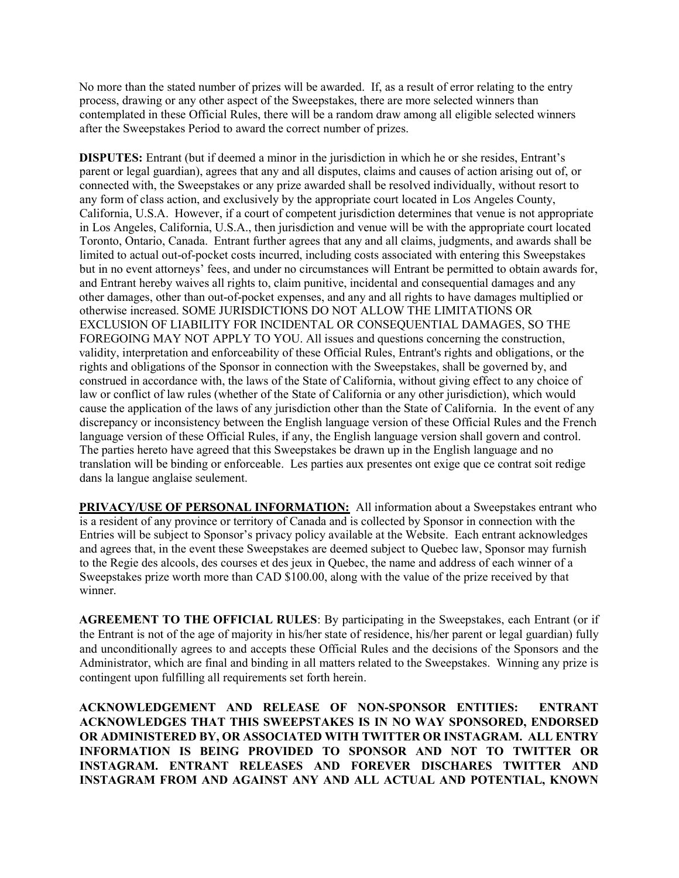No more than the stated number of prizes will be awarded. If, as a result of error relating to the entry process, drawing or any other aspect of the Sweepstakes, there are more selected winners than contemplated in these Official Rules, there will be a random draw among all eligible selected winners after the Sweepstakes Period to award the correct number of prizes.

**DISPUTES:** Entrant (but if deemed a minor in the jurisdiction in which he or she resides, Entrant's parent or legal guardian), agrees that any and all disputes, claims and causes of action arising out of, or connected with, the Sweepstakes or any prize awarded shall be resolved individually, without resort to any form of class action, and exclusively by the appropriate court located in Los Angeles County, California, U.S.A. However, if a court of competent jurisdiction determines that venue is not appropriate in Los Angeles, California, U.S.A., then jurisdiction and venue will be with the appropriate court located Toronto, Ontario, Canada. Entrant further agrees that any and all claims, judgments, and awards shall be limited to actual out-of-pocket costs incurred, including costs associated with entering this Sweepstakes but in no event attorneys' fees, and under no circumstances will Entrant be permitted to obtain awards for, and Entrant hereby waives all rights to, claim punitive, incidental and consequential damages and any other damages, other than out-of-pocket expenses, and any and all rights to have damages multiplied or otherwise increased. SOME JURISDICTIONS DO NOT ALLOW THE LIMITATIONS OR EXCLUSION OF LIABILITY FOR INCIDENTAL OR CONSEQUENTIAL DAMAGES, SO THE FOREGOING MAY NOT APPLY TO YOU. All issues and questions concerning the construction, validity, interpretation and enforceability of these Official Rules, Entrant's rights and obligations, or the rights and obligations of the Sponsor in connection with the Sweepstakes, shall be governed by, and construed in accordance with, the laws of the State of California, without giving effect to any choice of law or conflict of law rules (whether of the State of California or any other jurisdiction), which would cause the application of the laws of any jurisdiction other than the State of California. In the event of any discrepancy or inconsistency between the English language version of these Official Rules and the French language version of these Official Rules, if any, the English language version shall govern and control. The parties hereto have agreed that this Sweepstakes be drawn up in the English language and no translation will be binding or enforceable. Les parties aux presentes ont exige que ce contrat soit redige dans la langue anglaise seulement.

**PRIVACY/USE OF PERSONAL INFORMATION:** All information about a Sweepstakes entrant who is a resident of any province or territory of Canada and is collected by Sponsor in connection with the Entries will be subject to Sponsor's privacy policy available at the Website. Each entrant acknowledges and agrees that, in the event these Sweepstakes are deemed subject to Quebec law, Sponsor may furnish to the Regie des alcools, des courses et des jeux in Quebec, the name and address of each winner of a Sweepstakes prize worth more than CAD $100.00, along with the value of the prize received by that winner.

**AGREEMENT TO THE OFFICIAL RULES**: By participating in the Sweepstakes, each Entrant (or if the Entrant is not of the age of majority in his/her state of residence, his/her parent or legal guardian) fully and unconditionally agrees to and accepts these Official Rules and the decisions of the Sponsors and the Administrator, which are final and binding in all matters related to the Sweepstakes. Winning any prize is contingent upon fulfilling all requirements set forth herein.

**ACKNOWLEDGEMENT AND RELEASE OF NON-SPONSOR ENTITIES: ENTRANT ACKNOWLEDGES THAT THIS SWEEPSTAKES IS IN NO WAY SPONSORED, ENDORSED OR ADMINISTERED BY, OR ASSOCIATED WITH TWITTER OR INSTAGRAM. ALL ENTRY INFORMATION IS BEING PROVIDED TO SPONSOR AND NOT TO TWITTER OR INSTAGRAM. ENTRANT RELEASES AND FOREVER DISCHARES TWITTER AND INSTAGRAM FROM AND AGAINST ANY AND ALL ACTUAL AND POTENTIAL, KNOWN**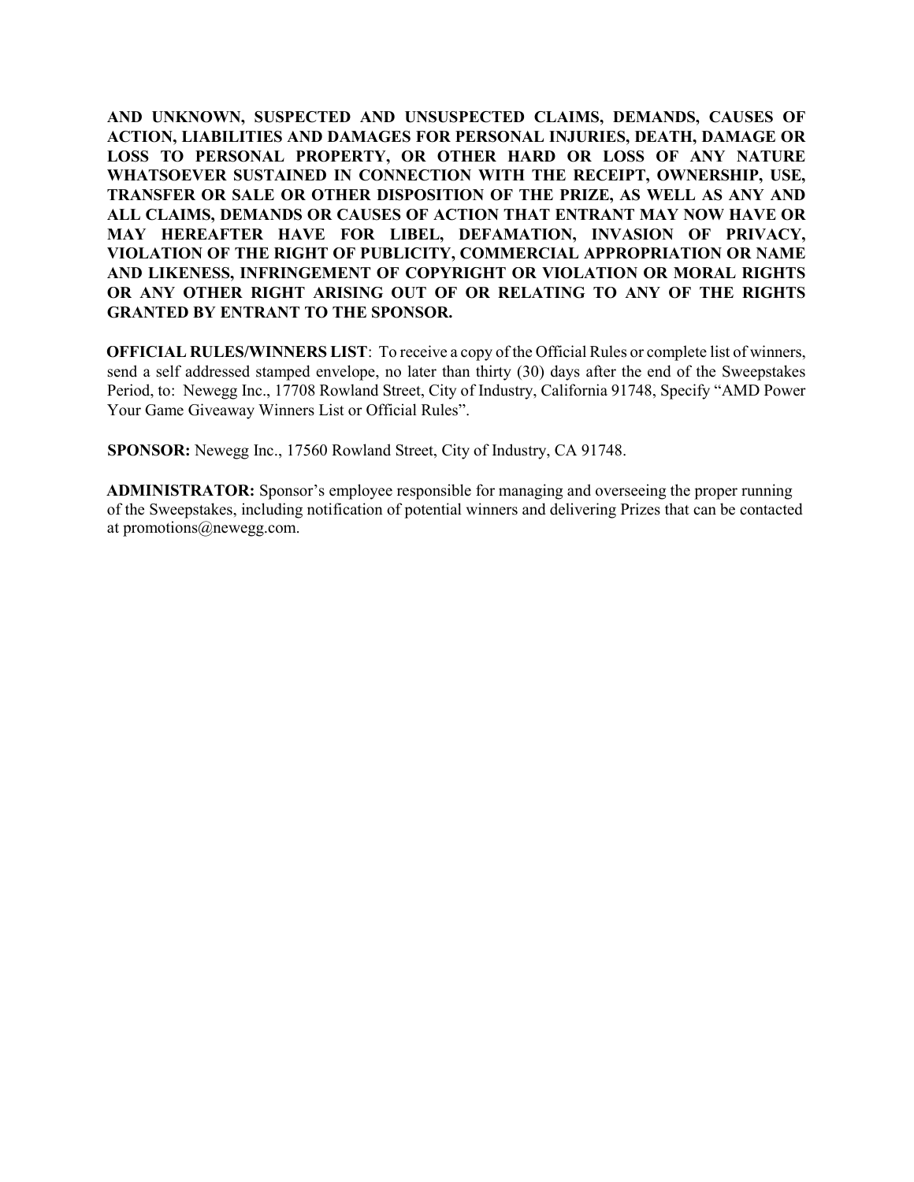**AND UNKNOWN, SUSPECTED AND UNSUSPECTED CLAIMS, DEMANDS, CAUSES OF ACTION, LIABILITIES AND DAMAGES FOR PERSONAL INJURIES, DEATH, DAMAGE OR LOSS TO PERSONAL PROPERTY, OR OTHER HARD OR LOSS OF ANY NATURE WHATSOEVER SUSTAINED IN CONNECTION WITH THE RECEIPT, OWNERSHIP, USE, TRANSFER OR SALE OR OTHER DISPOSITION OF THE PRIZE, AS WELL AS ANY AND ALL CLAIMS, DEMANDS OR CAUSES OF ACTION THAT ENTRANT MAY NOW HAVE OR MAY HEREAFTER HAVE FOR LIBEL, DEFAMATION, INVASION OF PRIVACY, VIOLATION OF THE RIGHT OF PUBLICITY, COMMERCIAL APPROPRIATION OR NAME AND LIKENESS, INFRINGEMENT OF COPYRIGHT OR VIOLATION OR MORAL RIGHTS OR ANY OTHER RIGHT ARISING OUT OF OR RELATING TO ANY OF THE RIGHTS GRANTED BY ENTRANT TO THE SPONSOR.**

**OFFICIAL RULES/WINNERS LIST**: To receive a copy of the Official Rules or complete list of winners, send a self addressed stamped envelope, no later than thirty (30) days after the end of the Sweepstakes Period, to: Newegg Inc., 17708 Rowland Street, City of Industry, California 91748, Specify "AMD Power Your Game Giveaway Winners List or Official Rules".

**SPONSOR:** Newegg Inc., 17560 Rowland Street, City of Industry, CA 91748.

**ADMINISTRATOR:** Sponsor's employee responsible for managing and overseeing the proper running of the Sweepstakes, including notification of potential winners and delivering Prizes that can be contacted at promotions@newegg.com.